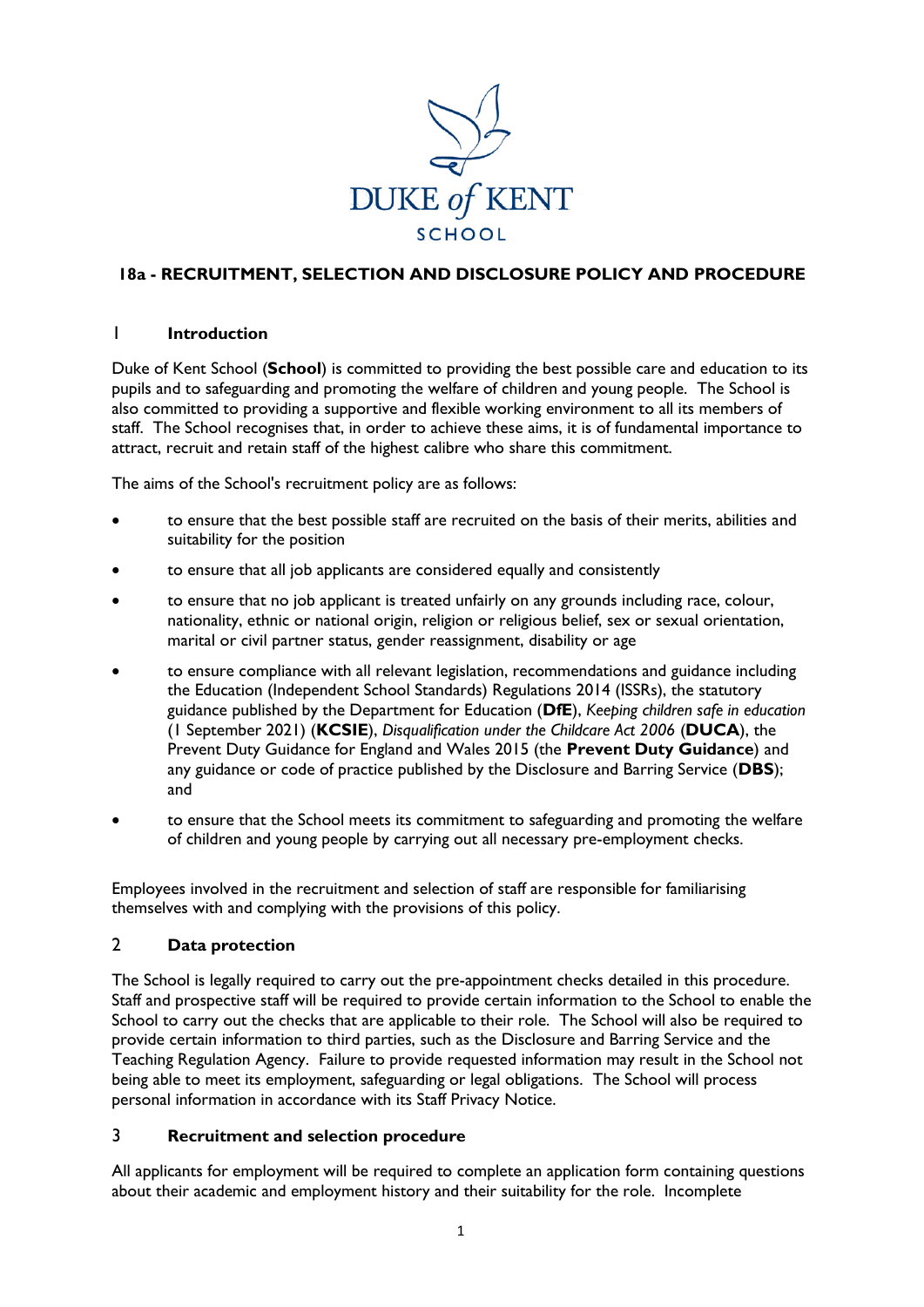DUKE *of* KENT
SCHOOL

# 18a - RECRUITMENT, SELECTION AND DISCLOSURE POLICY AND PROCEDURE

## 1 Introduction

Duke of Kent School (**School**) is committed to providing the best possible care and education to its pupils and to safeguarding and promoting the welfare of children and young people. The School is also committed to providing a supportive and flexible working environment to all its members of staff. The School recognises that, in order to achieve these aims, it is of fundamental importance to attract, recruit and retain staff of the highest calibre who share this commitment.

The aims of the School's recruitment policy are as follows:

- to ensure that the best possible staff are recruited on the basis of their merits, abilities and suitability for the position
- to ensure that all job applicants are considered equally and consistently
- to ensure that no job applicant is treated unfairly on any grounds including race, colour, nationality, ethnic or national origin, religion or religious belief, sex or sexual orientation, marital or civil partner status, gender reassignment, disability or age
- to ensure compliance with all relevant legislation, recommendations and guidance including the Education (Independent School Standards) Regulations 2014 (ISSRs), the statutory guidance published by the Department for Education (**DfE**), *Keeping children safe in education* (1 September 2021) (**KCSIE**), *Disqualification under the Childcare Act 2006* (**DUCA**), the Prevent Duty Guidance for England and Wales 2015 (the **Prevent Duty Guidance**) and any guidance or code of practice published by the Disclosure and Barring Service (**DBS**); and
- to ensure that the School meets its commitment to safeguarding and promoting the welfare of children and young people by carrying out all necessary pre-employment checks.

Employees involved in the recruitment and selection of staff are responsible for familiarising themselves with and complying with the provisions of this policy.

## 2 Data protection

The School is legally required to carry out the pre-appointment checks detailed in this procedure. Staff and prospective staff will be required to provide certain information to the School to enable the School to carry out the checks that are applicable to their role. The School will also be required to provide certain information to third parties, such as the Disclosure and Barring Service and the Teaching Regulation Agency. Failure to provide requested information may result in the School not being able to meet its employment, safeguarding or legal obligations. The School will process personal information in accordance with its Staff Privacy Notice.

## 3 Recruitment and selection procedure

All applicants for employment will be required to complete an application form containing questions about their academic and employment history and their suitability for the role. Incomplete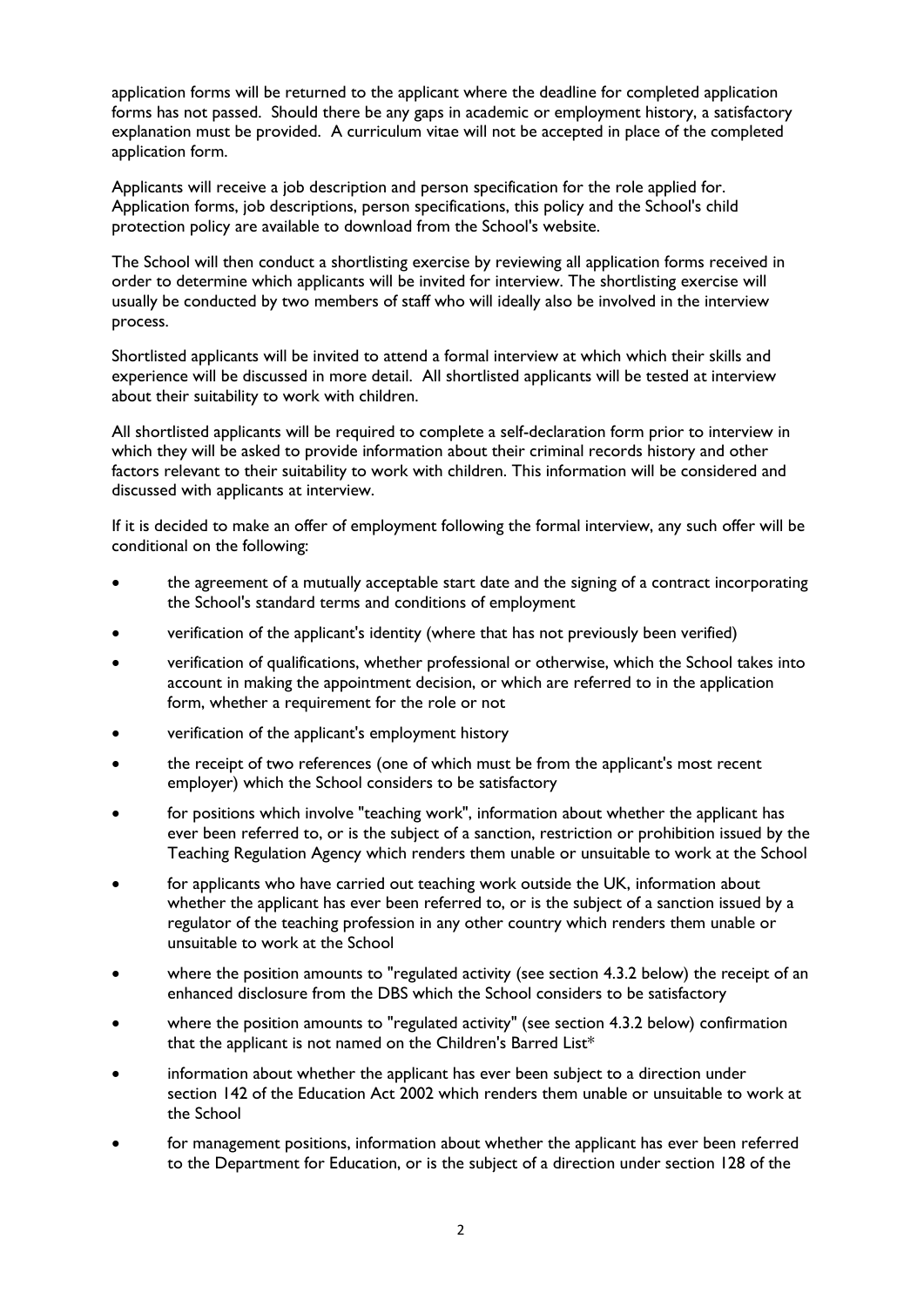application forms will be returned to the applicant where the deadline for completed application forms has not passed. Should there be any gaps in academic or employment history, a satisfactory explanation must be provided. A curriculum vitae will not be accepted in place of the completed application form.

Applicants will receive a job description and person specification for the role applied for. Application forms, job descriptions, person specifications, this policy and the School's child protection policy are available to download from the School's website.

The School will then conduct a shortlisting exercise by reviewing all application forms received in order to determine which applicants will be invited for interview. The shortlisting exercise will usually be conducted by two members of staff who will ideally also be involved in the interview process.

Shortlisted applicants will be invited to attend a formal interview at which which their skills and experience will be discussed in more detail. All shortlisted applicants will be tested at interview about their suitability to work with children.

All shortlisted applicants will be required to complete a self-declaration form prior to interview in which they will be asked to provide information about their criminal records history and other factors relevant to their suitability to work with children. This information will be considered and discussed with applicants at interview.

If it is decided to make an offer of employment following the formal interview, any such offer will be conditional on the following:

- the agreement of a mutually acceptable start date and the signing of a contract incorporating the School's standard terms and conditions of employment
- verification of the applicant's identity (where that has not previously been verified)
- verification of qualifications, whether professional or otherwise, which the School takes into account in making the appointment decision, or which are referred to in the application form, whether a requirement for the role or not
- verification of the applicant's employment history
- the receipt of two references (one of which must be from the applicant's most recent employer) which the School considers to be satisfactory
- for positions which involve "teaching work", information about whether the applicant has ever been referred to, or is the subject of a sanction, restriction or prohibition issued by the Teaching Regulation Agency which renders them unable or unsuitable to work at the School
- for applicants who have carried out teaching work outside the UK, information about whether the applicant has ever been referred to, or is the subject of a sanction issued by a regulator of the teaching profession in any other country which renders them unable or unsuitable to work at the School
- where the position amounts to "regulated activity (see section 4.3.2 below) the receipt of an enhanced disclosure from the DBS which the School considers to be satisfactory
- where the position amounts to "regulated activity" (see section 4.3.2 below) confirmation that the applicant is not named on the Children's Barred List*
- information about whether the applicant has ever been subject to a direction under section 142 of the Education Act 2002 which renders them unable or unsuitable to work at the School
- for management positions, information about whether the applicant has ever been referred to the Department for Education, or is the subject of a direction under section 128 of the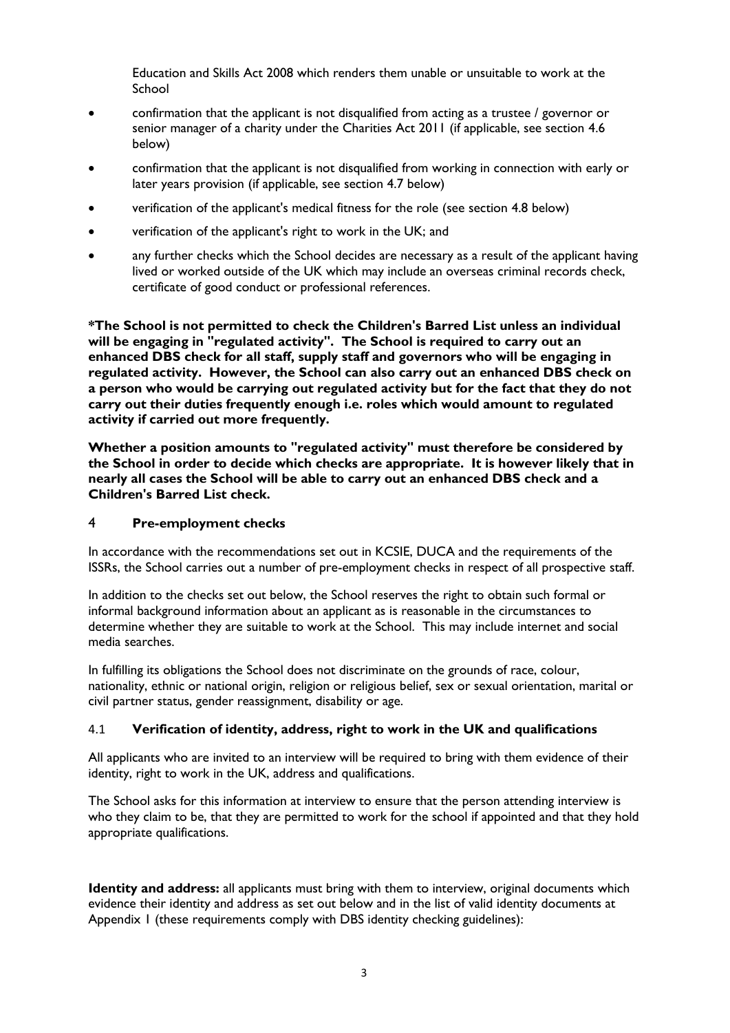Education and Skills Act 2008 which renders them unable or unsuitable to work at the School

- confirmation that the applicant is not disqualified from acting as a trustee / governor or senior manager of a charity under the Charities Act 2011 (if applicable, see section 4.6 below)
- confirmation that the applicant is not disqualified from working in connection with early or later years provision (if applicable, see section 4.7 below)
- verification of the applicant's medical fitness for the role (see section 4.8 below)
- verification of the applicant's right to work in the UK; and
- any further checks which the School decides are necessary as a result of the applicant having lived or worked outside of the UK which may include an overseas criminal records check, certificate of good conduct or professional references.

**\*The School is not permitted to check the Children's Barred List unless an individual will be engaging in "regulated activity". The School is required to carry out an enhanced DBS check for all staff, supply staff and governors who will be engaging in regulated activity. However, the School can also carry out an enhanced DBS check on a person who would be carrying out regulated activity but for the fact that they do not carry out their duties frequently enough i.e. roles which would amount to regulated activity if carried out more frequently.**

**Whether a position amounts to "regulated activity" must therefore be considered by the School in order to decide which checks are appropriate. It is however likely that in nearly all cases the School will be able to carry out an enhanced DBS check and a Children's Barred List check.**

## 4 Pre-employment checks

In accordance with the recommendations set out in KCSIE, DUCA and the requirements of the ISSRs, the School carries out a number of pre-employment checks in respect of all prospective staff.

In addition to the checks set out below, the School reserves the right to obtain such formal or informal background information about an applicant as is reasonable in the circumstances to determine whether they are suitable to work at the School. This may include internet and social media searches.

In fulfilling its obligations the School does not discriminate on the grounds of race, colour, nationality, ethnic or national origin, religion or religious belief, sex or sexual orientation, marital or civil partner status, gender reassignment, disability or age.

### 4.1 Verification of identity, address, right to work in the UK and qualifications

All applicants who are invited to an interview will be required to bring with them evidence of their identity, right to work in the UK, address and qualifications.

The School asks for this information at interview to ensure that the person attending interview is who they claim to be, that they are permitted to work for the school if appointed and that they hold appropriate qualifications.

**Identity and address:** all applicants must bring with them to interview, original documents which evidence their identity and address as set out below and in the list of valid identity documents at Appendix 1 (these requirements comply with DBS identity checking guidelines):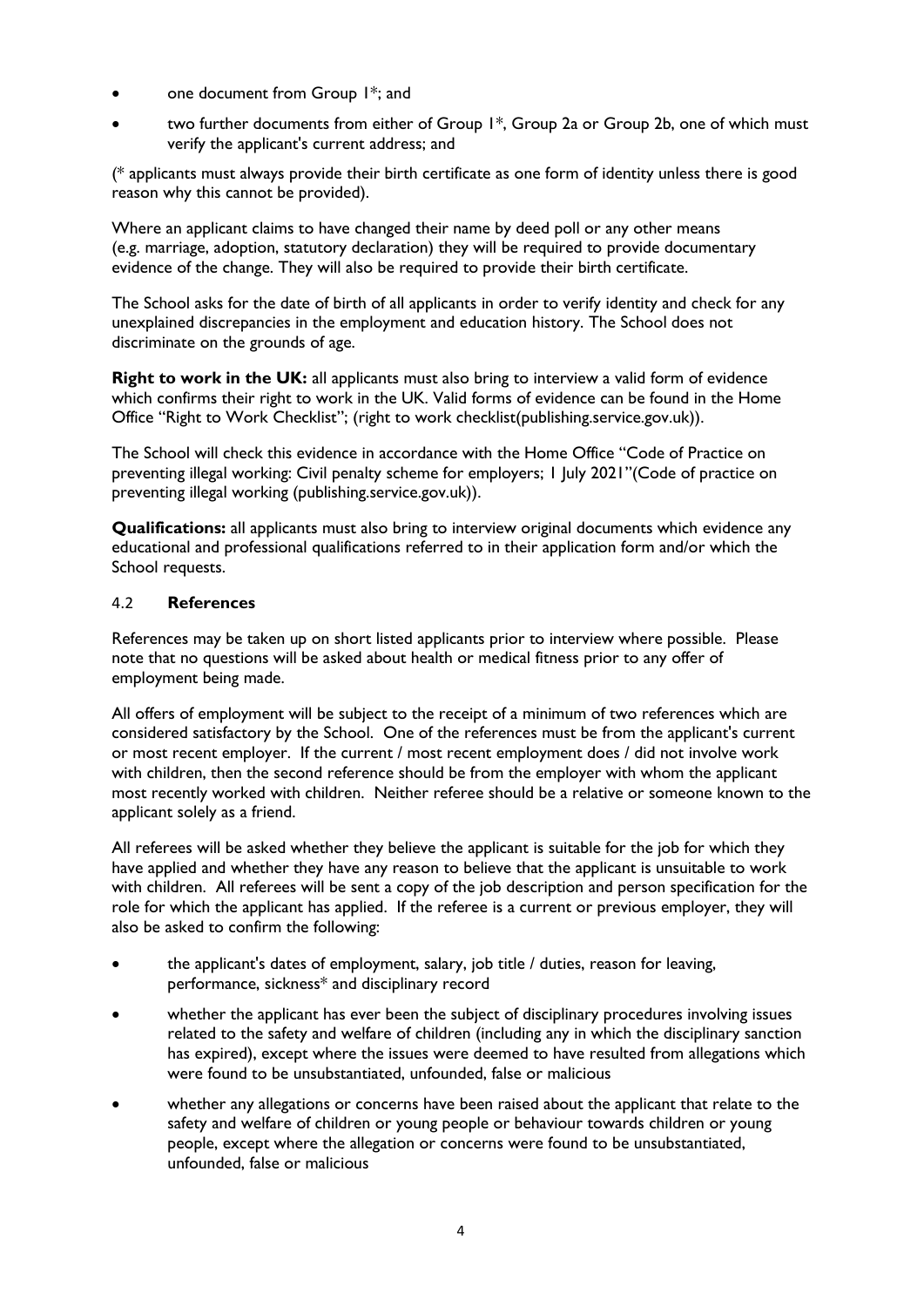- one document from Group 1*; and
- two further documents from either of Group 1*, Group 2a or Group 2b, one of which must verify the applicant's current address; and

(* applicants must always provide their birth certificate as one form of identity unless there is good reason why this cannot be provided).

Where an applicant claims to have changed their name by deed poll or any other means (e.g. marriage, adoption, statutory declaration) they will be required to provide documentary evidence of the change. They will also be required to provide their birth certificate.

The School asks for the date of birth of all applicants in order to verify identity and check for any unexplained discrepancies in the employment and education history. The School does not discriminate on the grounds of age.

**Right to work in the UK:** all applicants must also bring to interview a valid form of evidence which confirms their right to work in the UK. Valid forms of evidence can be found in the Home Office "Right to Work Checklist"; (right to work checklist(publishing.service.gov.uk)).

The School will check this evidence in accordance with the Home Office "Code of Practice on preventing illegal working: Civil penalty scheme for employers; 1 July 2021"(Code of practice on preventing illegal working (publishing.service.gov.uk)).

**Qualifications:** all applicants must also bring to interview original documents which evidence any educational and professional qualifications referred to in their application form and/or which the School requests.

### 4.2 **References**

References may be taken up on short listed applicants prior to interview where possible. Please note that no questions will be asked about health or medical fitness prior to any offer of employment being made.

All offers of employment will be subject to the receipt of a minimum of two references which are considered satisfactory by the School. One of the references must be from the applicant's current or most recent employer. If the current / most recent employment does / did not involve work with children, then the second reference should be from the employer with whom the applicant most recently worked with children. Neither referee should be a relative or someone known to the applicant solely as a friend.

All referees will be asked whether they believe the applicant is suitable for the job for which they have applied and whether they have any reason to believe that the applicant is unsuitable to work with children. All referees will be sent a copy of the job description and person specification for the role for which the applicant has applied. If the referee is a current or previous employer, they will also be asked to confirm the following:

- the applicant's dates of employment, salary, job title / duties, reason for leaving, performance, sickness* and disciplinary record
- whether the applicant has ever been the subject of disciplinary procedures involving issues related to the safety and welfare of children (including any in which the disciplinary sanction has expired), except where the issues were deemed to have resulted from allegations which were found to be unsubstantiated, unfounded, false or malicious
- whether any allegations or concerns have been raised about the applicant that relate to the safety and welfare of children or young people or behaviour towards children or young people, except where the allegation or concerns were found to be unsubstantiated, unfounded, false or malicious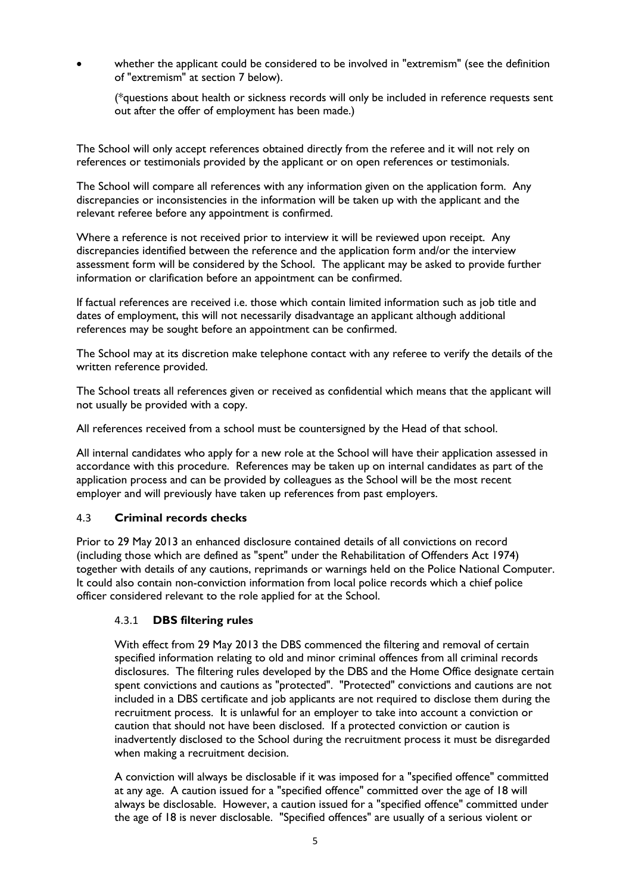- whether the applicant could be considered to be involved in "extremism" (see the definition of "extremism" at section 7 below).

  (*questions about health or sickness records will only be included in reference requests sent out after the offer of employment has been made.)

The School will only accept references obtained directly from the referee and it will not rely on references or testimonials provided by the applicant or on open references or testimonials.

The School will compare all references with any information given on the application form. Any discrepancies or inconsistencies in the information will be taken up with the applicant and the relevant referee before any appointment is confirmed.

Where a reference is not received prior to interview it will be reviewed upon receipt. Any discrepancies identified between the reference and the application form and/or the interview assessment form will be considered by the School. The applicant may be asked to provide further information or clarification before an appointment can be confirmed.

If factual references are received i.e. those which contain limited information such as job title and dates of employment, this will not necessarily disadvantage an applicant although additional references may be sought before an appointment can be confirmed.

The School may at its discretion make telephone contact with any referee to verify the details of the written reference provided.

The School treats all references given or received as confidential which means that the applicant will not usually be provided with a copy.

All references received from a school must be countersigned by the Head of that school.

All internal candidates who apply for a new role at the School will have their application assessed in accordance with this procedure. References may be taken up on internal candidates as part of the application process and can be provided by colleagues as the School will be the most recent employer and will previously have taken up references from past employers.

### 4.3 **Criminal records checks**

Prior to 29 May 2013 an enhanced disclosure contained details of all convictions on record (including those which are defined as "spent" under the Rehabilitation of Offenders Act 1974) together with details of any cautions, reprimands or warnings held on the Police National Computer. It could also contain non-conviction information from local police records which a chief police officer considered relevant to the role applied for at the School.

#### 4.3.1 **DBS filtering rules**

With effect from 29 May 2013 the DBS commenced the filtering and removal of certain specified information relating to old and minor criminal offences from all criminal records disclosures. The filtering rules developed by the DBS and the Home Office designate certain spent convictions and cautions as "protected". "Protected" convictions and cautions are not included in a DBS certificate and job applicants are not required to disclose them during the recruitment process. It is unlawful for an employer to take into account a conviction or caution that should not have been disclosed. If a protected conviction or caution is inadvertently disclosed to the School during the recruitment process it must be disregarded when making a recruitment decision.

A conviction will always be disclosable if it was imposed for a "specified offence" committed at any age. A caution issued for a "specified offence" committed over the age of 18 will always be disclosable. However, a caution issued for a "specified offence" committed under the age of 18 is never disclosable. "Specified offences" are usually of a serious violent or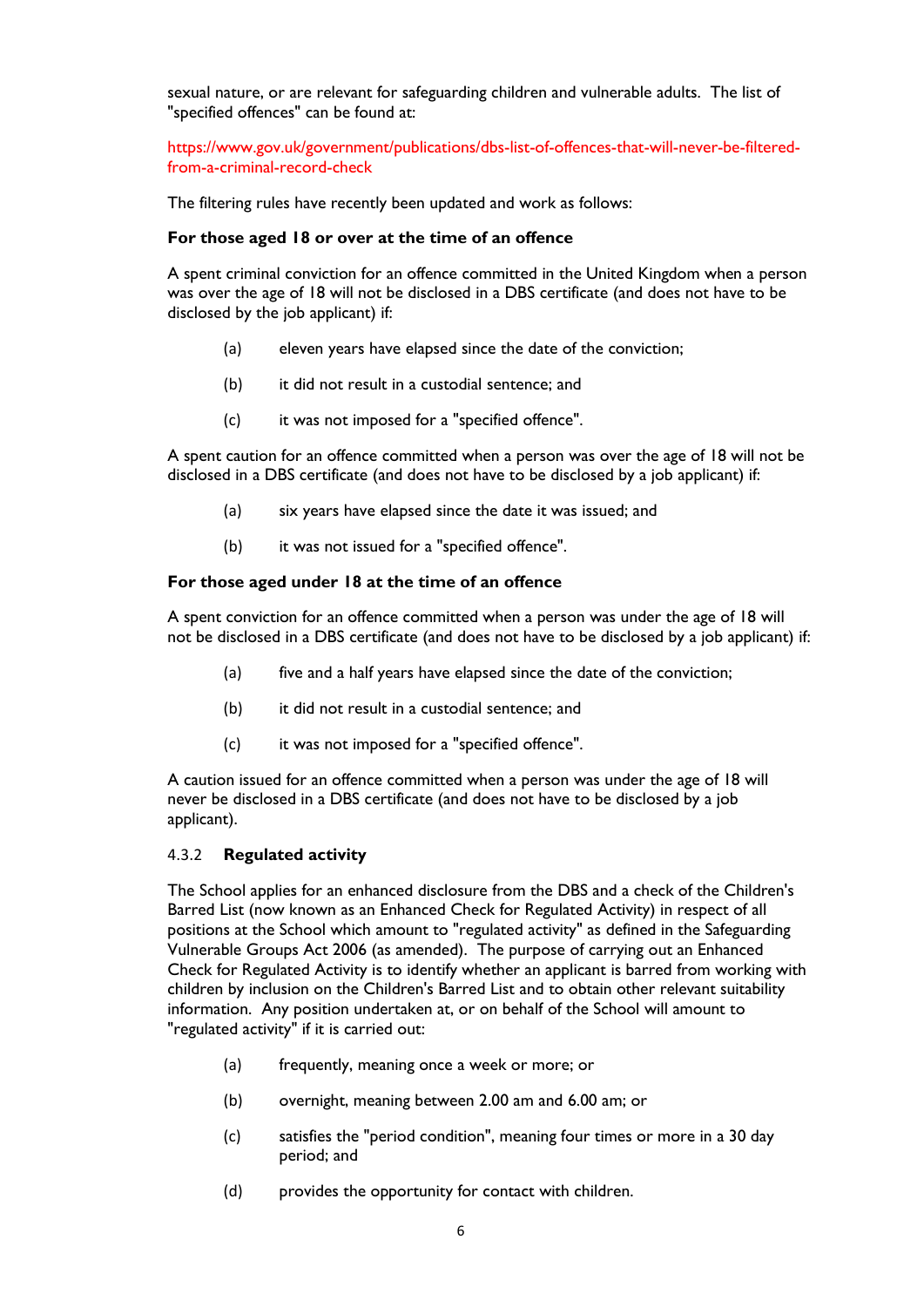sexual nature, or are relevant for safeguarding children and vulnerable adults. The list of "specified offences" can be found at:

https://www.gov.uk/government/publications/dbs-list-of-offences-that-will-never-be-filtered-from-a-criminal-record-check

The filtering rules have recently been updated and work as follows:

**For those aged 18 or over at the time of an offence**

A spent criminal conviction for an offence committed in the United Kingdom when a person was over the age of 18 will not be disclosed in a DBS certificate (and does not have to be disclosed by the job applicant) if:

(a) eleven years have elapsed since the date of the conviction;

(b) it did not result in a custodial sentence; and

(c) it was not imposed for a "specified offence".

A spent caution for an offence committed when a person was over the age of 18 will not be disclosed in a DBS certificate (and does not have to be disclosed by a job applicant) if:

(a) six years have elapsed since the date it was issued; and

(b) it was not issued for a "specified offence".

**For those aged under 18 at the time of an offence**

A spent conviction for an offence committed when a person was under the age of 18 will not be disclosed in a DBS certificate (and does not have to be disclosed by a job applicant) if:

(a) five and a half years have elapsed since the date of the conviction;

(b) it did not result in a custodial sentence; and

(c) it was not imposed for a "specified offence".

A caution issued for an offence committed when a person was under the age of 18 will never be disclosed in a DBS certificate (and does not have to be disclosed by a job applicant).

#### 4.3.2 **Regulated activity**

The School applies for an enhanced disclosure from the DBS and a check of the Children's Barred List (now known as an Enhanced Check for Regulated Activity) in respect of all positions at the School which amount to "regulated activity" as defined in the Safeguarding Vulnerable Groups Act 2006 (as amended). The purpose of carrying out an Enhanced Check for Regulated Activity is to identify whether an applicant is barred from working with children by inclusion on the Children's Barred List and to obtain other relevant suitability information. Any position undertaken at, or on behalf of the School will amount to "regulated activity" if it is carried out:

(a) frequently, meaning once a week or more; or

(b) overnight, meaning between 2.00 am and 6.00 am; or

(c) satisfies the "period condition", meaning four times or more in a 30 day period; and

(d) provides the opportunity for contact with children.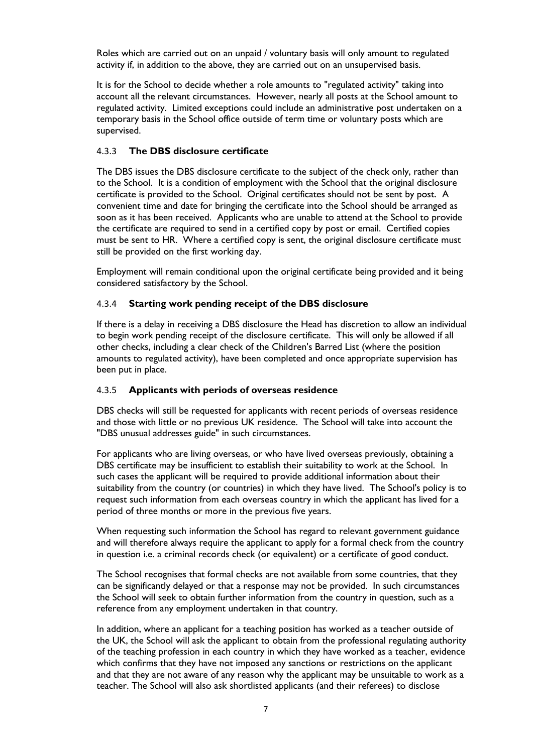Roles which are carried out on an unpaid / voluntary basis will only amount to regulated activity if, in addition to the above, they are carried out on an unsupervised basis.

It is for the School to decide whether a role amounts to "regulated activity" taking into account all the relevant circumstances. However, nearly all posts at the School amount to regulated activity. Limited exceptions could include an administrative post undertaken on a temporary basis in the School office outside of term time or voluntary posts which are supervised.

#### 4.3.3 **The DBS disclosure certificate**

The DBS issues the DBS disclosure certificate to the subject of the check only, rather than to the School. It is a condition of employment with the School that the original disclosure certificate is provided to the School. Original certificates should not be sent by post. A convenient time and date for bringing the certificate into the School should be arranged as soon as it has been received. Applicants who are unable to attend at the School to provide the certificate are required to send in a certified copy by post or email. Certified copies must be sent to HR. Where a certified copy is sent, the original disclosure certificate must still be provided on the first working day.

Employment will remain conditional upon the original certificate being provided and it being considered satisfactory by the School.

#### 4.3.4 **Starting work pending receipt of the DBS disclosure**

If there is a delay in receiving a DBS disclosure the Head has discretion to allow an individual to begin work pending receipt of the disclosure certificate. This will only be allowed if all other checks, including a clear check of the Children's Barred List (where the position amounts to regulated activity), have been completed and once appropriate supervision has been put in place.

#### 4.3.5 **Applicants with periods of overseas residence**

DBS checks will still be requested for applicants with recent periods of overseas residence and those with little or no previous UK residence. The School will take into account the "DBS unusual addresses guide" in such circumstances.

For applicants who are living overseas, or who have lived overseas previously, obtaining a DBS certificate may be insufficient to establish their suitability to work at the School. In such cases the applicant will be required to provide additional information about their suitability from the country (or countries) in which they have lived. The School's policy is to request such information from each overseas country in which the applicant has lived for a period of three months or more in the previous five years.

When requesting such information the School has regard to relevant government guidance and will therefore always require the applicant to apply for a formal check from the country in question i.e. a criminal records check (or equivalent) or a certificate of good conduct.

The School recognises that formal checks are not available from some countries, that they can be significantly delayed or that a response may not be provided. In such circumstances the School will seek to obtain further information from the country in question, such as a reference from any employment undertaken in that country.

In addition, where an applicant for a teaching position has worked as a teacher outside of the UK, the School will ask the applicant to obtain from the professional regulating authority of the teaching profession in each country in which they have worked as a teacher, evidence which confirms that they have not imposed any sanctions or restrictions on the applicant and that they are not aware of any reason why the applicant may be unsuitable to work as a teacher. The School will also ask shortlisted applicants (and their referees) to disclose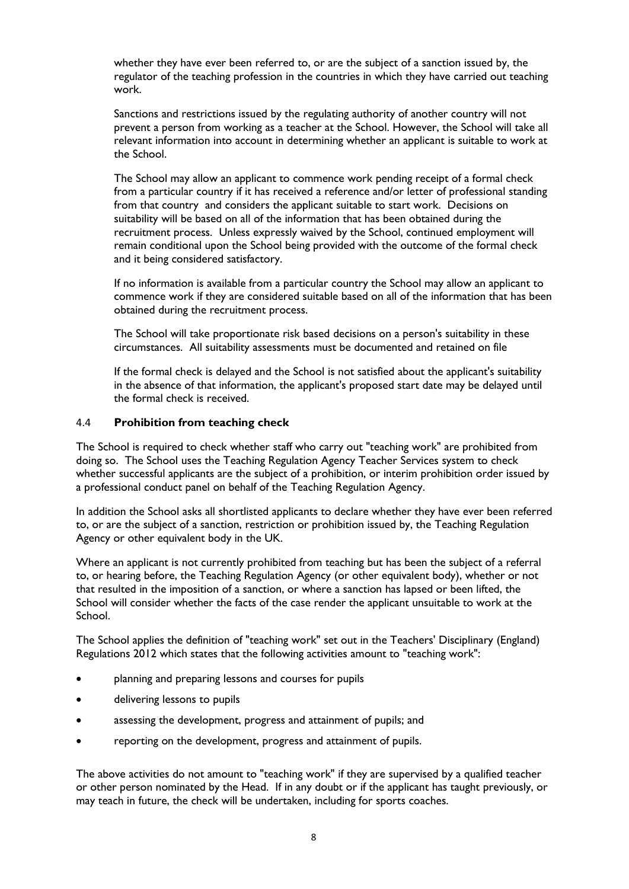whether they have ever been referred to, or are the subject of a sanction issued by, the regulator of the teaching profession in the countries in which they have carried out teaching work.

Sanctions and restrictions issued by the regulating authority of another country will not prevent a person from working as a teacher at the School. However, the School will take all relevant information into account in determining whether an applicant is suitable to work at the School.

The School may allow an applicant to commence work pending receipt of a formal check from a particular country if it has received a reference and/or letter of professional standing from that country and considers the applicant suitable to start work. Decisions on suitability will be based on all of the information that has been obtained during the recruitment process. Unless expressly waived by the School, continued employment will remain conditional upon the School being provided with the outcome of the formal check and it being considered satisfactory.

If no information is available from a particular country the School may allow an applicant to commence work if they are considered suitable based on all of the information that has been obtained during the recruitment process.

The School will take proportionate risk based decisions on a person's suitability in these circumstances. All suitability assessments must be documented and retained on file

If the formal check is delayed and the School is not satisfied about the applicant's suitability in the absence of that information, the applicant's proposed start date may be delayed until the formal check is received.

### 4.4 **Prohibition from teaching check**

The School is required to check whether staff who carry out "teaching work" are prohibited from doing so. The School uses the Teaching Regulation Agency Teacher Services system to check whether successful applicants are the subject of a prohibition, or interim prohibition order issued by a professional conduct panel on behalf of the Teaching Regulation Agency.

In addition the School asks all shortlisted applicants to declare whether they have ever been referred to, or are the subject of a sanction, restriction or prohibition issued by, the Teaching Regulation Agency or other equivalent body in the UK.

Where an applicant is not currently prohibited from teaching but has been the subject of a referral to, or hearing before, the Teaching Regulation Agency (or other equivalent body), whether or not that resulted in the imposition of a sanction, or where a sanction has lapsed or been lifted, the School will consider whether the facts of the case render the applicant unsuitable to work at the School.

The School applies the definition of "teaching work" set out in the Teachers' Disciplinary (England) Regulations 2012 which states that the following activities amount to "teaching work":

- planning and preparing lessons and courses for pupils
- delivering lessons to pupils
- assessing the development, progress and attainment of pupils; and
- reporting on the development, progress and attainment of pupils.

The above activities do not amount to "teaching work" if they are supervised by a qualified teacher or other person nominated by the Head. If in any doubt or if the applicant has taught previously, or may teach in future, the check will be undertaken, including for sports coaches.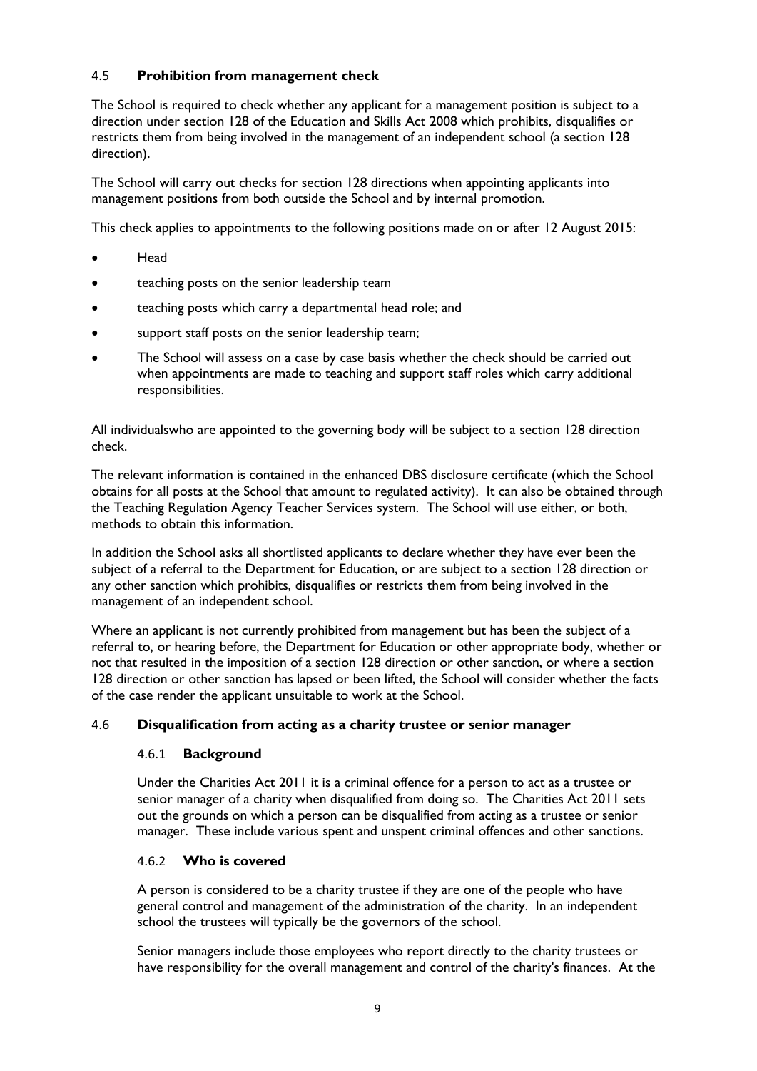### 4.5 **Prohibition from management check**

The School is required to check whether any applicant for a management position is subject to a direction under section 128 of the Education and Skills Act 2008 which prohibits, disqualifies or restricts them from being involved in the management of an independent school (a section 128 direction).

The School will carry out checks for section 128 directions when appointing applicants into management positions from both outside the School and by internal promotion.

This check applies to appointments to the following positions made on or after 12 August 2015:

- Head
- teaching posts on the senior leadership team
- teaching posts which carry a departmental head role; and
- support staff posts on the senior leadership team;
- The School will assess on a case by case basis whether the check should be carried out when appointments are made to teaching and support staff roles which carry additional responsibilities.

All individualswho are appointed to the governing body will be subject to a section 128 direction check.

The relevant information is contained in the enhanced DBS disclosure certificate (which the School obtains for all posts at the School that amount to regulated activity). It can also be obtained through the Teaching Regulation Agency Teacher Services system. The School will use either, or both, methods to obtain this information.

In addition the School asks all shortlisted applicants to declare whether they have ever been the subject of a referral to the Department for Education, or are subject to a section 128 direction or any other sanction which prohibits, disqualifies or restricts them from being involved in the management of an independent school.

Where an applicant is not currently prohibited from management but has been the subject of a referral to, or hearing before, the Department for Education or other appropriate body, whether or not that resulted in the imposition of a section 128 direction or other sanction, or where a section 128 direction or other sanction has lapsed or been lifted, the School will consider whether the facts of the case render the applicant unsuitable to work at the School.

### 4.6 **Disqualification from acting as a charity trustee or senior manager**

#### 4.6.1 **Background**

Under the Charities Act 2011 it is a criminal offence for a person to act as a trustee or senior manager of a charity when disqualified from doing so. The Charities Act 2011 sets out the grounds on which a person can be disqualified from acting as a trustee or senior manager. These include various spent and unspent criminal offences and other sanctions.

#### 4.6.2 **Who is covered**

A person is considered to be a charity trustee if they are one of the people who have general control and management of the administration of the charity. In an independent school the trustees will typically be the governors of the school.

Senior managers include those employees who report directly to the charity trustees or have responsibility for the overall management and control of the charity's finances. At the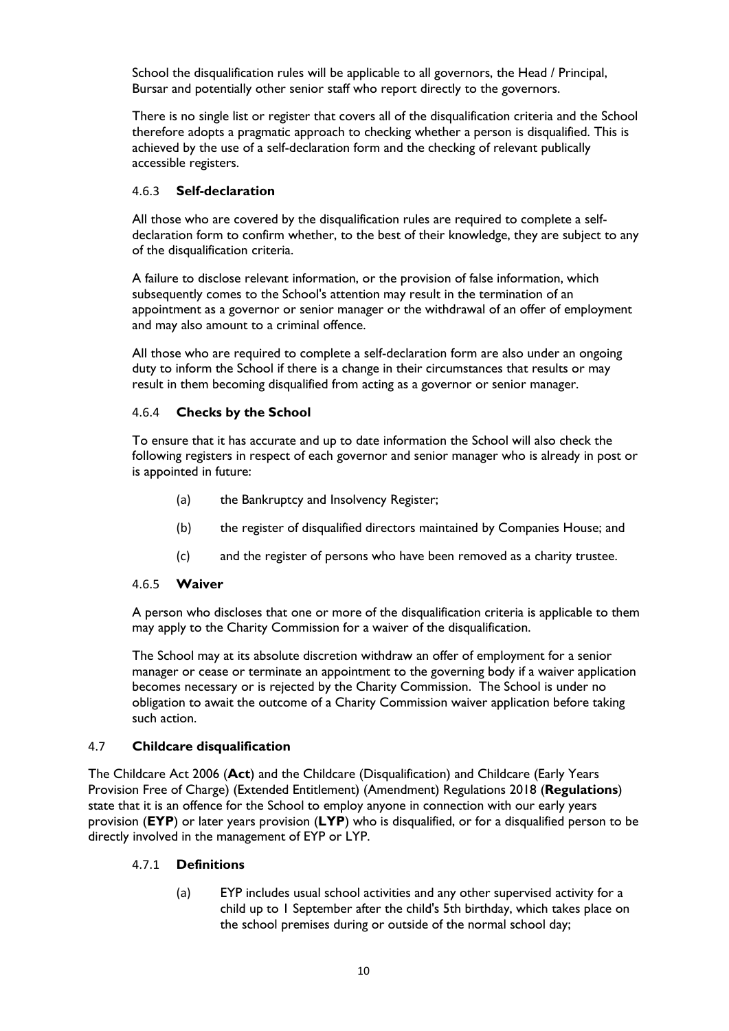School the disqualification rules will be applicable to all governors, the Head / Principal, Bursar and potentially other senior staff who report directly to the governors.

There is no single list or register that covers all of the disqualification criteria and the School therefore adopts a pragmatic approach to checking whether a person is disqualified. This is achieved by the use of a self-declaration form and the checking of relevant publically accessible registers.

#### 4.6.3 **Self-declaration**

All those who are covered by the disqualification rules are required to complete a self-declaration form to confirm whether, to the best of their knowledge, they are subject to any of the disqualification criteria.

A failure to disclose relevant information, or the provision of false information, which subsequently comes to the School's attention may result in the termination of an appointment as a governor or senior manager or the withdrawal of an offer of employment and may also amount to a criminal offence.

All those who are required to complete a self-declaration form are also under an ongoing duty to inform the School if there is a change in their circumstances that results or may result in them becoming disqualified from acting as a governor or senior manager.

#### 4.6.4 **Checks by the School**

To ensure that it has accurate and up to date information the School will also check the following registers in respect of each governor and senior manager who is already in post or is appointed in future:

(a) the Bankruptcy and Insolvency Register;

(b) the register of disqualified directors maintained by Companies House; and

(c) and the register of persons who have been removed as a charity trustee.

#### 4.6.5 **Waiver**

A person who discloses that one or more of the disqualification criteria is applicable to them may apply to the Charity Commission for a waiver of the disqualification.

The School may at its absolute discretion withdraw an offer of employment for a senior manager or cease or terminate an appointment to the governing body if a waiver application becomes necessary or is rejected by the Charity Commission. The School is under no obligation to await the outcome of a Charity Commission waiver application before taking such action.

### 4.7 **Childcare disqualification**

The Childcare Act 2006 (**Act**) and the Childcare (Disqualification) and Childcare (Early Years Provision Free of Charge) (Extended Entitlement) (Amendment) Regulations 2018 (**Regulations**) state that it is an offence for the School to employ anyone in connection with our early years provision (**EYP**) or later years provision (**LYP**) who is disqualified, or for a disqualified person to be directly involved in the management of EYP or LYP.

#### 4.7.1 **Definitions**

(a) EYP includes usual school activities and any other supervised activity for a child up to 1 September after the child's 5th birthday, which takes place on the school premises during or outside of the normal school day;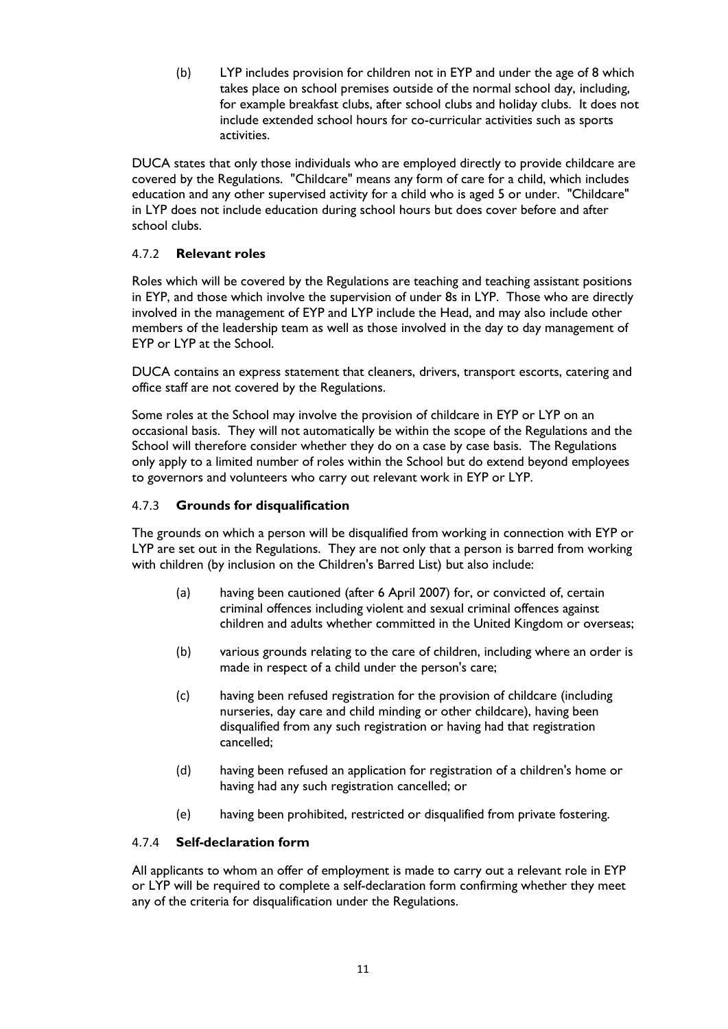(b) LYP includes provision for children not in EYP and under the age of 8 which takes place on school premises outside of the normal school day, including, for example breakfast clubs, after school clubs and holiday clubs. It does not include extended school hours for co-curricular activities such as sports activities.

DUCA states that only those individuals who are employed directly to provide childcare are covered by the Regulations. "Childcare" means any form of care for a child, which includes education and any other supervised activity for a child who is aged 5 or under. "Childcare" in LYP does not include education during school hours but does cover before and after school clubs.

#### 4.7.2 **Relevant roles**

Roles which will be covered by the Regulations are teaching and teaching assistant positions in EYP, and those which involve the supervision of under 8s in LYP. Those who are directly involved in the management of EYP and LYP include the Head, and may also include other members of the leadership team as well as those involved in the day to day management of EYP or LYP at the School.

DUCA contains an express statement that cleaners, drivers, transport escorts, catering and office staff are not covered by the Regulations.

Some roles at the School may involve the provision of childcare in EYP or LYP on an occasional basis. They will not automatically be within the scope of the Regulations and the School will therefore consider whether they do on a case by case basis. The Regulations only apply to a limited number of roles within the School but do extend beyond employees to governors and volunteers who carry out relevant work in EYP or LYP.

#### 4.7.3 **Grounds for disqualification**

The grounds on which a person will be disqualified from working in connection with EYP or LYP are set out in the Regulations. They are not only that a person is barred from working with children (by inclusion on the Children's Barred List) but also include:

(a) having been cautioned (after 6 April 2007) for, or convicted of, certain criminal offences including violent and sexual criminal offences against children and adults whether committed in the United Kingdom or overseas;

(b) various grounds relating to the care of children, including where an order is made in respect of a child under the person's care;

(c) having been refused registration for the provision of childcare (including nurseries, day care and child minding or other childcare), having been disqualified from any such registration or having had that registration cancelled;

(d) having been refused an application for registration of a children's home or having had any such registration cancelled; or

(e) having been prohibited, restricted or disqualified from private fostering.

#### 4.7.4 **Self-declaration form**

All applicants to whom an offer of employment is made to carry out a relevant role in EYP or LYP will be required to complete a self-declaration form confirming whether they meet any of the criteria for disqualification under the Regulations.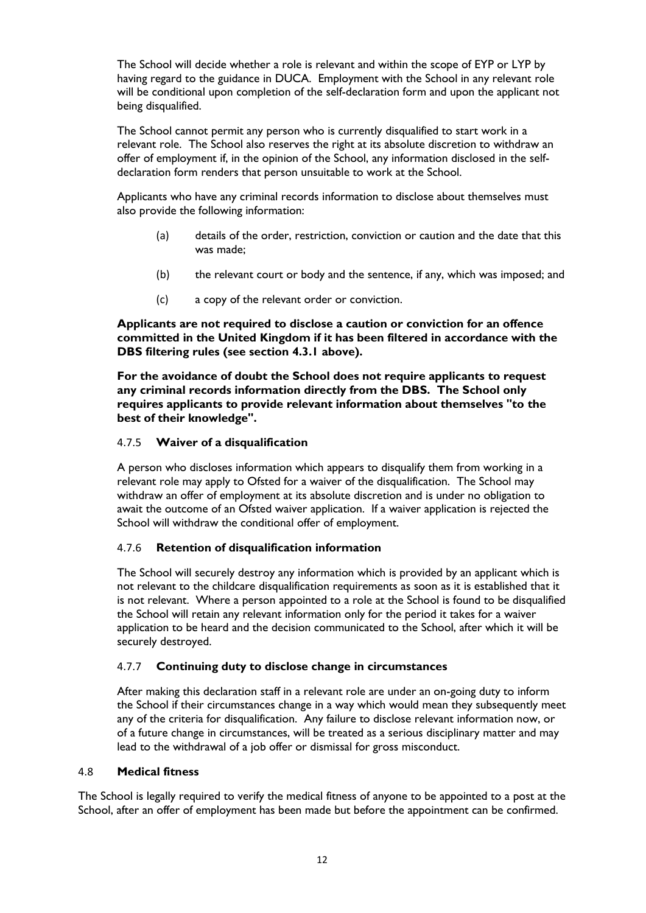The School will decide whether a role is relevant and within the scope of EYP or LYP by having regard to the guidance in DUCA. Employment with the School in any relevant role will be conditional upon completion of the self-declaration form and upon the applicant not being disqualified.

The School cannot permit any person who is currently disqualified to start work in a relevant role. The School also reserves the right at its absolute discretion to withdraw an offer of employment if, in the opinion of the School, any information disclosed in the self-declaration form renders that person unsuitable to work at the School.

Applicants who have any criminal records information to disclose about themselves must also provide the following information:

(a) details of the order, restriction, conviction or caution and the date that this was made;

(b) the relevant court or body and the sentence, if any, which was imposed; and

(c) a copy of the relevant order or conviction.

**Applicants are not required to disclose a caution or conviction for an offence committed in the United Kingdom if it has been filtered in accordance with the DBS filtering rules (see section 4.3.1 above).**

**For the avoidance of doubt the School does not require applicants to request any criminal records information directly from the DBS. The School only requires applicants to provide relevant information about themselves "to the best of their knowledge".**

#### 4.7.5 **Waiver of a disqualification**

A person who discloses information which appears to disqualify them from working in a relevant role may apply to Ofsted for a waiver of the disqualification. The School may withdraw an offer of employment at its absolute discretion and is under no obligation to await the outcome of an Ofsted waiver application. If a waiver application is rejected the School will withdraw the conditional offer of employment.

#### 4.7.6 **Retention of disqualification information**

The School will securely destroy any information which is provided by an applicant which is not relevant to the childcare disqualification requirements as soon as it is established that it is not relevant. Where a person appointed to a role at the School is found to be disqualified the School will retain any relevant information only for the period it takes for a waiver application to be heard and the decision communicated to the School, after which it will be securely destroyed.

#### 4.7.7 **Continuing duty to disclose change in circumstances**

After making this declaration staff in a relevant role are under an on-going duty to inform the School if their circumstances change in a way which would mean they subsequently meet any of the criteria for disqualification. Any failure to disclose relevant information now, or of a future change in circumstances, will be treated as a serious disciplinary matter and may lead to the withdrawal of a job offer or dismissal for gross misconduct.

### 4.8 **Medical fitness**

The School is legally required to verify the medical fitness of anyone to be appointed to a post at the School, after an offer of employment has been made but before the appointment can be confirmed.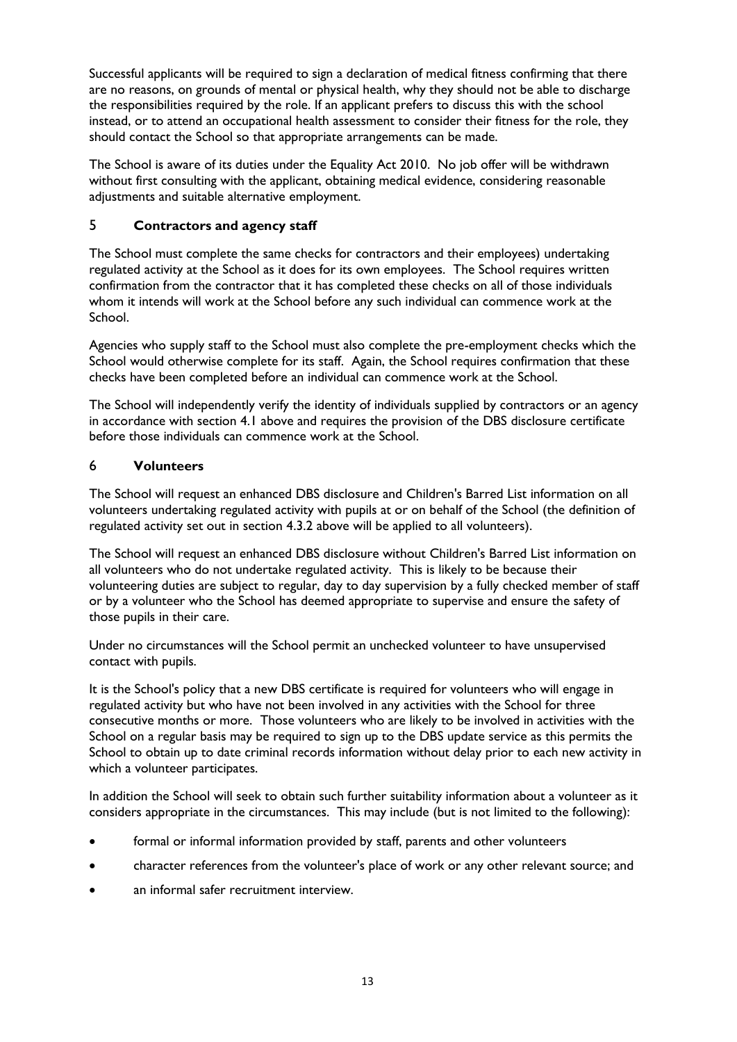Successful applicants will be required to sign a declaration of medical fitness confirming that there are no reasons, on grounds of mental or physical health, why they should not be able to discharge the responsibilities required by the role. If an applicant prefers to discuss this with the school instead, or to attend an occupational health assessment to consider their fitness for the role, they should contact the School so that appropriate arrangements can be made.

The School is aware of its duties under the Equality Act 2010. No job offer will be withdrawn without first consulting with the applicant, obtaining medical evidence, considering reasonable adjustments and suitable alternative employment.

## 5 **Contractors and agency staff**

The School must complete the same checks for contractors and their employees) undertaking regulated activity at the School as it does for its own employees. The School requires written confirmation from the contractor that it has completed these checks on all of those individuals whom it intends will work at the School before any such individual can commence work at the School.

Agencies who supply staff to the School must also complete the pre-employment checks which the School would otherwise complete for its staff. Again, the School requires confirmation that these checks have been completed before an individual can commence work at the School.

The School will independently verify the identity of individuals supplied by contractors or an agency in accordance with section 4.1 above and requires the provision of the DBS disclosure certificate before those individuals can commence work at the School.

## 6 **Volunteers**

The School will request an enhanced DBS disclosure and Children's Barred List information on all volunteers undertaking regulated activity with pupils at or on behalf of the School (the definition of regulated activity set out in section 4.3.2 above will be applied to all volunteers).

The School will request an enhanced DBS disclosure without Children's Barred List information on all volunteers who do not undertake regulated activity. This is likely to be because their volunteering duties are subject to regular, day to day supervision by a fully checked member of staff or by a volunteer who the School has deemed appropriate to supervise and ensure the safety of those pupils in their care.

Under no circumstances will the School permit an unchecked volunteer to have unsupervised contact with pupils.

It is the School's policy that a new DBS certificate is required for volunteers who will engage in regulated activity but who have not been involved in any activities with the School for three consecutive months or more. Those volunteers who are likely to be involved in activities with the School on a regular basis may be required to sign up to the DBS update service as this permits the School to obtain up to date criminal records information without delay prior to each new activity in which a volunteer participates.

In addition the School will seek to obtain such further suitability information about a volunteer as it considers appropriate in the circumstances. This may include (but is not limited to the following):

- formal or informal information provided by staff, parents and other volunteers
- character references from the volunteer's place of work or any other relevant source; and
- an informal safer recruitment interview.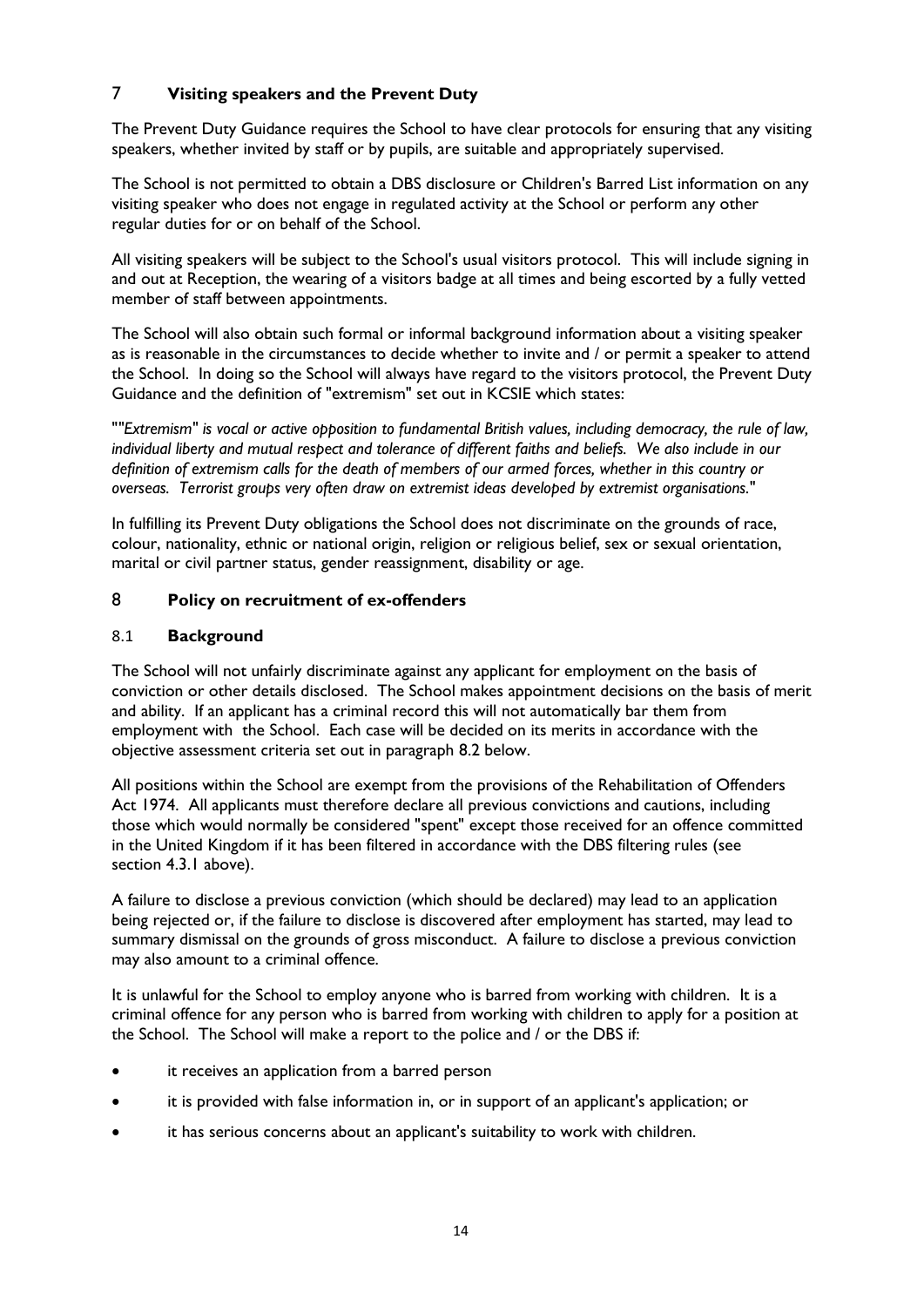## 7 Visiting speakers and the Prevent Duty

The Prevent Duty Guidance requires the School to have clear protocols for ensuring that any visiting speakers, whether invited by staff or by pupils, are suitable and appropriately supervised.

The School is not permitted to obtain a DBS disclosure or Children's Barred List information on any visiting speaker who does not engage in regulated activity at the School or perform any other regular duties for or on behalf of the School.

All visiting speakers will be subject to the School's usual visitors protocol. This will include signing in and out at Reception, the wearing of a visitors badge at all times and being escorted by a fully vetted member of staff between appointments.

The School will also obtain such formal or informal background information about a visiting speaker as is reasonable in the circumstances to decide whether to invite and / or permit a speaker to attend the School. In doing so the School will always have regard to the visitors protocol, the Prevent Duty Guidance and the definition of "extremism" set out in KCSIE which states:

""*Extremism" is vocal or active opposition to fundamental British values, including democracy, the rule of law, individual liberty and mutual respect and tolerance of different faiths and beliefs. We also include in our definition of extremism calls for the death of members of our armed forces, whether in this country or overseas. Terrorist groups very often draw on extremist ideas developed by extremist organisations.*"

In fulfilling its Prevent Duty obligations the School does not discriminate on the grounds of race, colour, nationality, ethnic or national origin, religion or religious belief, sex or sexual orientation, marital or civil partner status, gender reassignment, disability or age.

## 8 Policy on recruitment of ex-offenders

### 8.1 Background

The School will not unfairly discriminate against any applicant for employment on the basis of conviction or other details disclosed. The School makes appointment decisions on the basis of merit and ability. If an applicant has a criminal record this will not automatically bar them from employment with the School. Each case will be decided on its merits in accordance with the objective assessment criteria set out in paragraph 8.2 below.

All positions within the School are exempt from the provisions of the Rehabilitation of Offenders Act 1974. All applicants must therefore declare all previous convictions and cautions, including those which would normally be considered "spent" except those received for an offence committed in the United Kingdom if it has been filtered in accordance with the DBS filtering rules (see section 4.3.1 above).

A failure to disclose a previous conviction (which should be declared) may lead to an application being rejected or, if the failure to disclose is discovered after employment has started, may lead to summary dismissal on the grounds of gross misconduct. A failure to disclose a previous conviction may also amount to a criminal offence.

It is unlawful for the School to employ anyone who is barred from working with children. It is a criminal offence for any person who is barred from working with children to apply for a position at the School. The School will make a report to the police and / or the DBS if:

- it receives an application from a barred person
- it is provided with false information in, or in support of an applicant's application; or
- it has serious concerns about an applicant's suitability to work with children.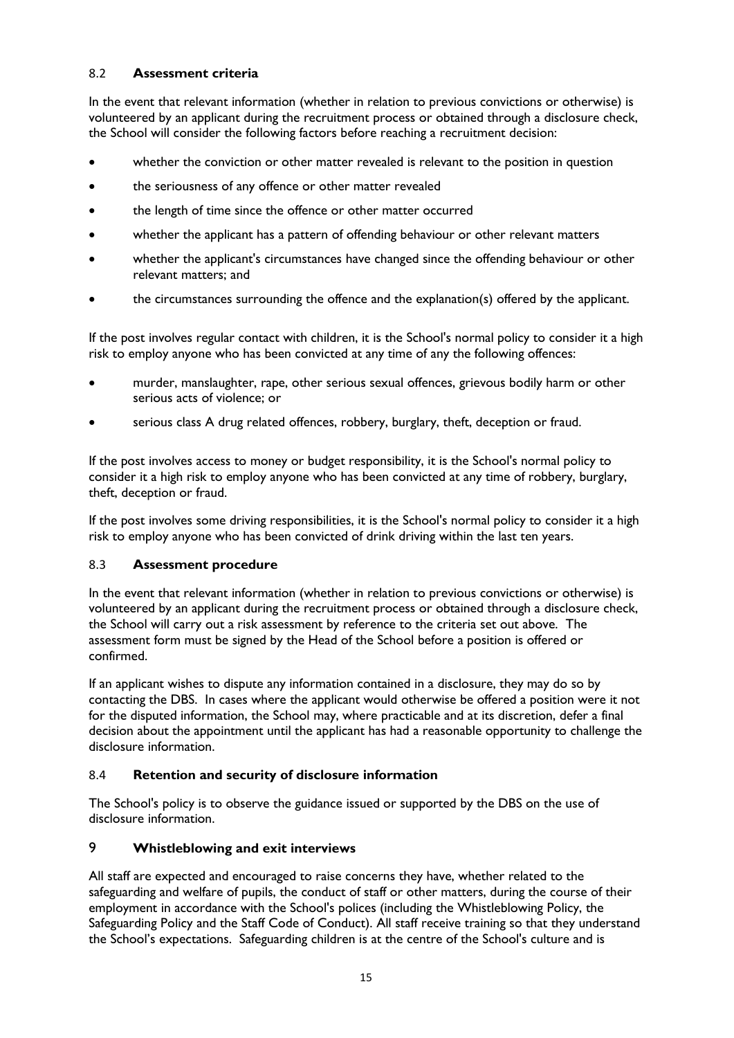### 8.2 **Assessment criteria**

In the event that relevant information (whether in relation to previous convictions or otherwise) is volunteered by an applicant during the recruitment process or obtained through a disclosure check, the School will consider the following factors before reaching a recruitment decision:

- whether the conviction or other matter revealed is relevant to the position in question
- the seriousness of any offence or other matter revealed
- the length of time since the offence or other matter occurred
- whether the applicant has a pattern of offending behaviour or other relevant matters
- whether the applicant's circumstances have changed since the offending behaviour or other relevant matters; and
- the circumstances surrounding the offence and the explanation(s) offered by the applicant.

If the post involves regular contact with children, it is the School's normal policy to consider it a high risk to employ anyone who has been convicted at any time of any the following offences:

- murder, manslaughter, rape, other serious sexual offences, grievous bodily harm or other serious acts of violence; or
- serious class A drug related offences, robbery, burglary, theft, deception or fraud.

If the post involves access to money or budget responsibility, it is the School's normal policy to consider it a high risk to employ anyone who has been convicted at any time of robbery, burglary, theft, deception or fraud.

If the post involves some driving responsibilities, it is the School's normal policy to consider it a high risk to employ anyone who has been convicted of drink driving within the last ten years.

### 8.3 **Assessment procedure**

In the event that relevant information (whether in relation to previous convictions or otherwise) is volunteered by an applicant during the recruitment process or obtained through a disclosure check, the School will carry out a risk assessment by reference to the criteria set out above. The assessment form must be signed by the Head of the School before a position is offered or confirmed.

If an applicant wishes to dispute any information contained in a disclosure, they may do so by contacting the DBS. In cases where the applicant would otherwise be offered a position were it not for the disputed information, the School may, where practicable and at its discretion, defer a final decision about the appointment until the applicant has had a reasonable opportunity to challenge the disclosure information.

### 8.4 **Retention and security of disclosure information**

The School's policy is to observe the guidance issued or supported by the DBS on the use of disclosure information.

## 9 **Whistleblowing and exit interviews**

All staff are expected and encouraged to raise concerns they have, whether related to the safeguarding and welfare of pupils, the conduct of staff or other matters, during the course of their employment in accordance with the School's polices (including the Whistleblowing Policy, the Safeguarding Policy and the Staff Code of Conduct). All staff receive training so that they understand the School's expectations. Safeguarding children is at the centre of the School's culture and is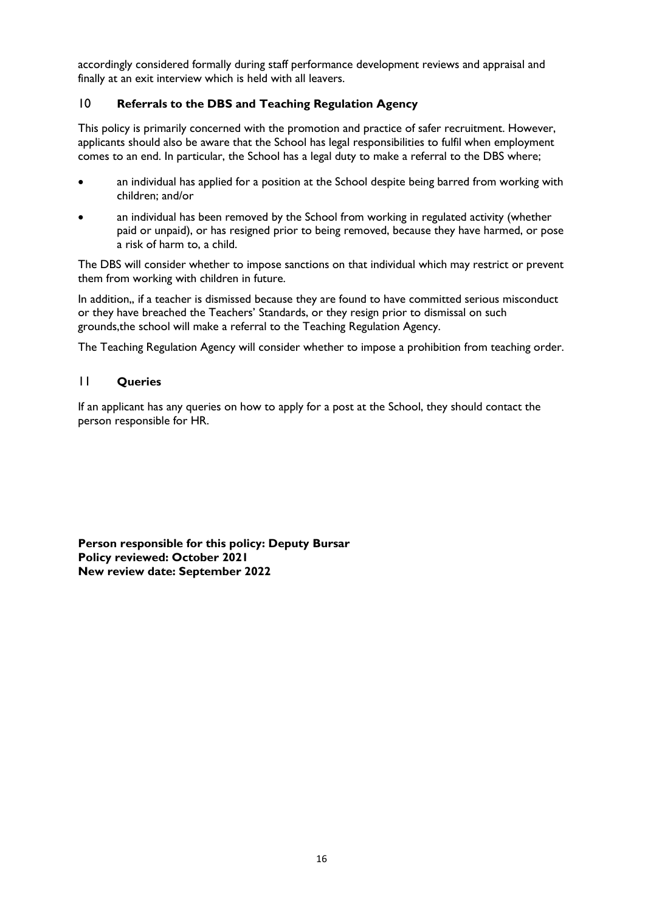accordingly considered formally during staff performance development reviews and appraisal and finally at an exit interview which is held with all leavers.

## 10 Referrals to the DBS and Teaching Regulation Agency

This policy is primarily concerned with the promotion and practice of safer recruitment. However, applicants should also be aware that the School has legal responsibilities to fulfil when employment comes to an end. In particular, the School has a legal duty to make a referral to the DBS where;

- an individual has applied for a position at the School despite being barred from working with children; and/or
- an individual has been removed by the School from working in regulated activity (whether paid or unpaid), or has resigned prior to being removed, because they have harmed, or pose a risk of harm to, a child.

The DBS will consider whether to impose sanctions on that individual which may restrict or prevent them from working with children in future.

In addition,, if a teacher is dismissed because they are found to have committed serious misconduct or they have breached the Teachers' Standards, or they resign prior to dismissal on such grounds,the school will make a referral to the Teaching Regulation Agency.

The Teaching Regulation Agency will consider whether to impose a prohibition from teaching order.

## 11 Queries

If an applicant has any queries on how to apply for a post at the School, they should contact the person responsible for HR.

**Person responsible for this policy: Deputy Bursar**
**Policy reviewed: October 2021**
**New review date: September 2022**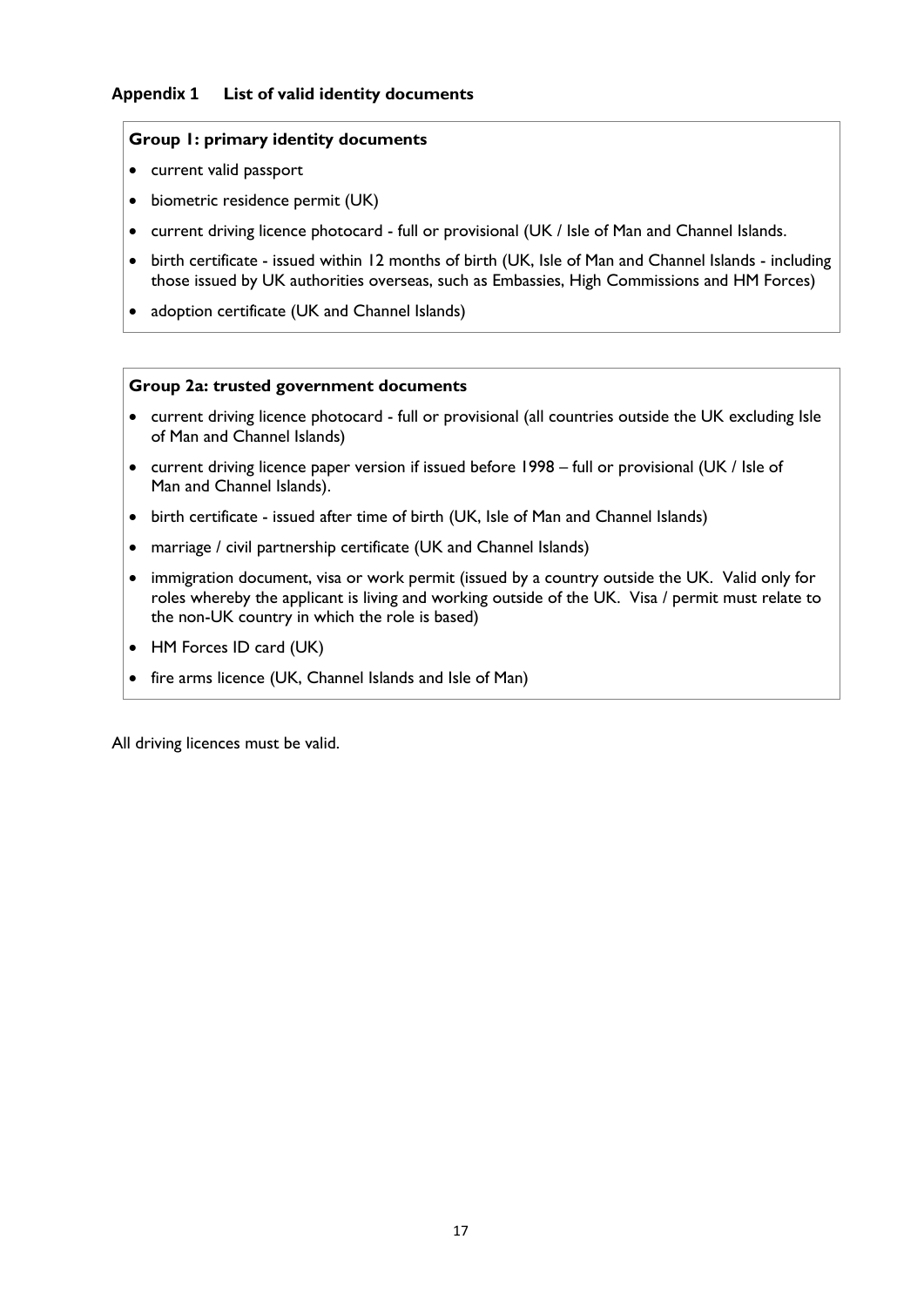## Appendix 1 List of valid identity documents

**Group 1: primary identity documents**

- current valid passport
- biometric residence permit (UK)
- current driving licence photocard - full or provisional (UK / Isle of Man and Channel Islands.
- birth certificate - issued within 12 months of birth (UK, Isle of Man and Channel Islands - including those issued by UK authorities overseas, such as Embassies, High Commissions and HM Forces)
- adoption certificate (UK and Channel Islands)

**Group 2a: trusted government documents**

- current driving licence photocard - full or provisional (all countries outside the UK excluding Isle of Man and Channel Islands)
- current driving licence paper version if issued before 1998 – full or provisional (UK / Isle of Man and Channel Islands).
- birth certificate - issued after time of birth (UK, Isle of Man and Channel Islands)
- marriage / civil partnership certificate (UK and Channel Islands)
- immigration document, visa or work permit (issued by a country outside the UK. Valid only for roles whereby the applicant is living and working outside of the UK. Visa / permit must relate to the non-UK country in which the role is based)
- HM Forces ID card (UK)
- fire arms licence (UK, Channel Islands and Isle of Man)

All driving licences must be valid.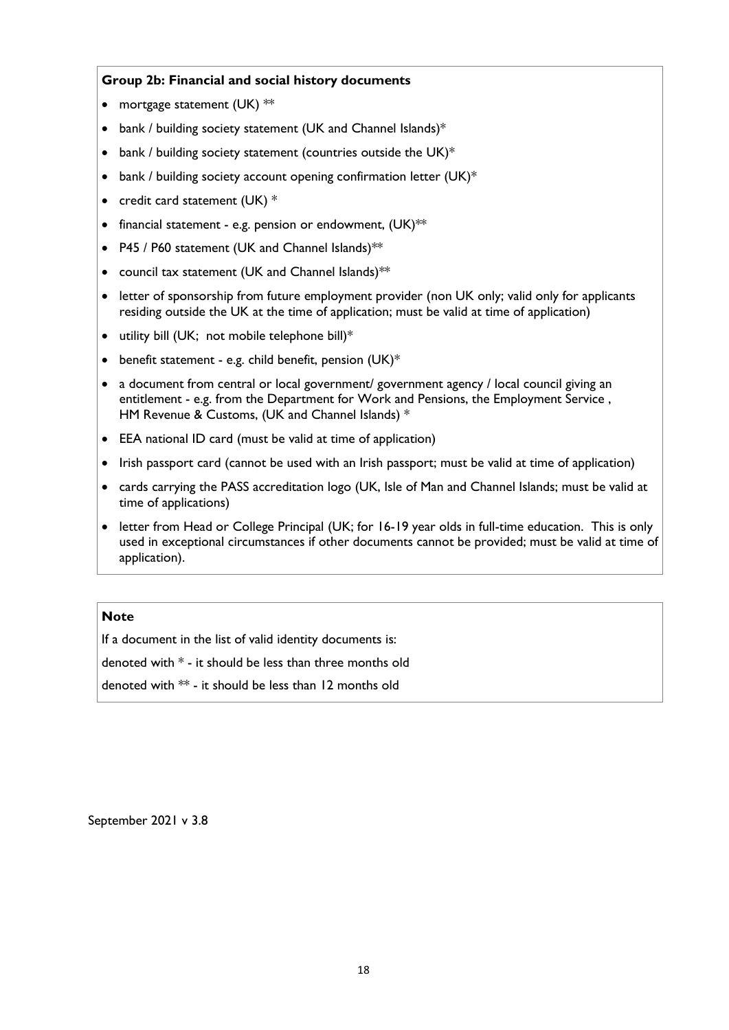**Group 2b: Financial and social history documents**

- mortgage statement (UK) **
- bank / building society statement (UK and Channel Islands)*
- bank / building society statement (countries outside the UK)*
- bank / building society account opening confirmation letter (UK)*
- credit card statement (UK) *
- financial statement - e.g. pension or endowment, (UK)**
- P45 / P60 statement (UK and Channel Islands)**
- council tax statement (UK and Channel Islands)**
- letter of sponsorship from future employment provider (non UK only; valid only for applicants residing outside the UK at the time of application; must be valid at time of application)
- utility bill (UK; not mobile telephone bill)*
- benefit statement - e.g. child benefit, pension (UK)*
- a document from central or local government/ government agency / local council giving an entitlement - e.g. from the Department for Work and Pensions, the Employment Service , HM Revenue & Customs, (UK and Channel Islands) *
- EEA national ID card (must be valid at time of application)
- Irish passport card (cannot be used with an Irish passport; must be valid at time of application)
- cards carrying the PASS accreditation logo (UK, Isle of Man and Channel Islands; must be valid at time of applications)
- letter from Head or College Principal (UK; for 16-19 year olds in full-time education. This is only used in exceptional circumstances if other documents cannot be provided; must be valid at time of application).

**Note**

If a document in the list of valid identity documents is:

denoted with * - it should be less than three months old

denoted with ** - it should be less than 12 months old

September 2021 v 3.8